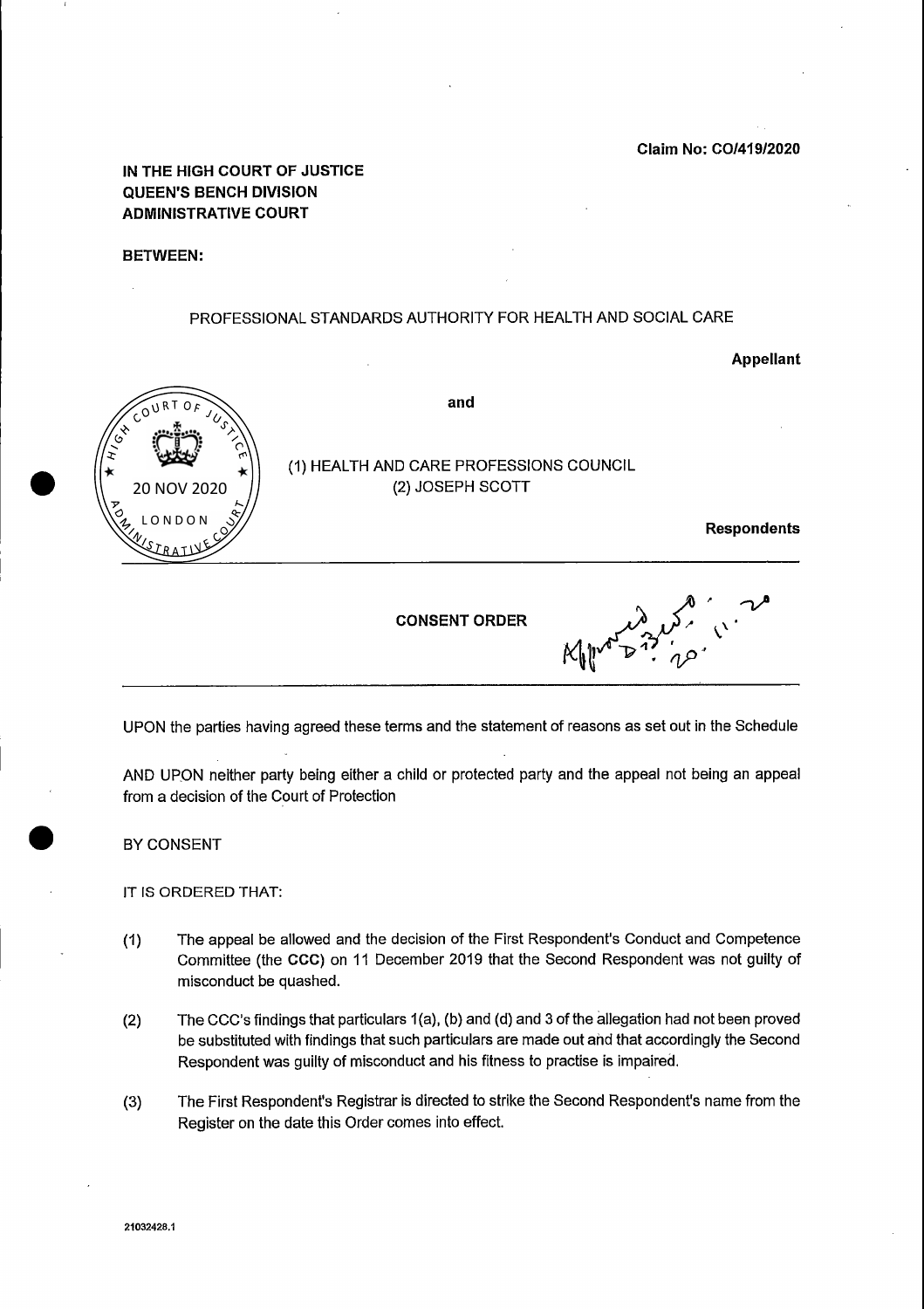Claim No: CO/419/2020

**IN THE HIGH COURT OF JUSTICE**
**QUEEN'S BENCH DIVISION**
**ADMINISTRATIVE COURT**

**BETWEEN:**

PROFESSIONAL STANDARDS AUTHORITY FOR HEALTH AND SOCIAL CARE

**Appellant**

and

(1) HEALTH AND CARE PROFESSIONS COUNCIL
(2) JOSEPH SCOTT

**Respondents**

HIGH COURT OF JUSTICE
20 NOV 2020
LONDON
ADMINISTRATIVE COURT

**CONSENT ORDER**

Approved D.J.W. 20.11.20

UPON the parties having agreed these terms and the statement of reasons as set out in the Schedule

AND UPON neither party being either a child or protected party and the appeal not being an appeal from a decision of the Court of Protection

BY CONSENT

IT IS ORDERED THAT:

(1) The appeal be allowed and the decision of the First Respondent's Conduct and Competence Committee (the **CCC**) on 11 December 2019 that the Second Respondent was not guilty of misconduct be quashed.

(2) The CCC's findings that particulars 1(a), (b) and (d) and 3 of the allegation had not been proved be substituted with findings that such particulars are made out and that accordingly the Second Respondent was guilty of misconduct and his fitness to practise is impaired.

(3) The First Respondent's Registrar is directed to strike the Second Respondent's name from the Register on the date this Order comes into effect.

21032428.1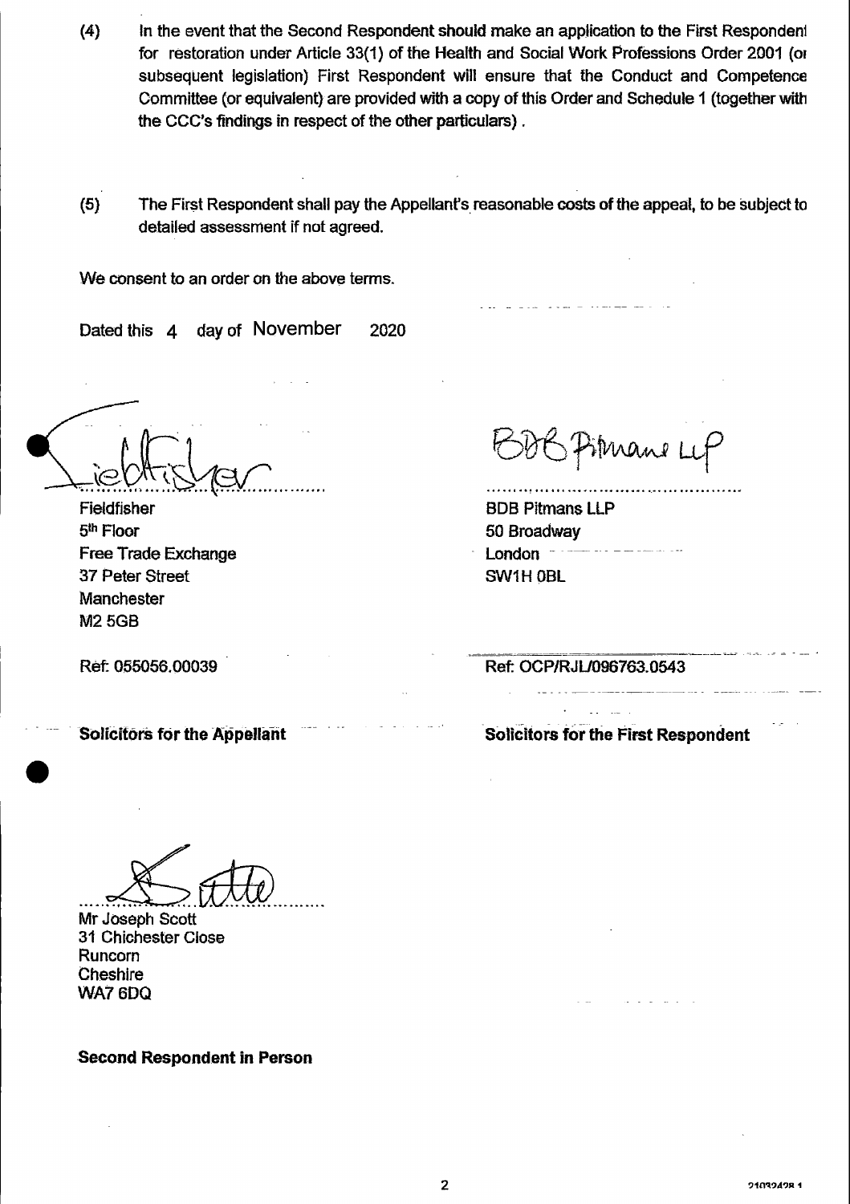(4) In the event that the Second Respondent should make an application to the First Respondent for restoration under Article 33(1) of the Health and Social Work Professions Order 2001 (or subsequent legislation) First Respondent will ensure that the Conduct and Competence Committee (or equivalent) are provided with a copy of this Order and Schedule 1 (together with the CCC's findings in respect of the other particulars) .

(5) The First Respondent shall pay the Appellant's reasonable costs of the appeal, to be subject to detailed assessment if not agreed.

We consent to an order on the above terms.

Dated this 4 day of November 2020

Fieldfisher
5th Floor
Free Trade Exchange
37 Peter Street
Manchester
M2 5GB

Ref: 055056.00039

**Solicitors for the Appellant**

BDB Pitmans LLP
50 Broadway
London
SW1H 0BL

Ref: OCP/RJL/096763.0543

**Solicitors for the First Respondent**

Mr Joseph Scott
31 Chichester Close
Runcorn
Cheshire
WA7 6DQ

**Second Respondent in Person**